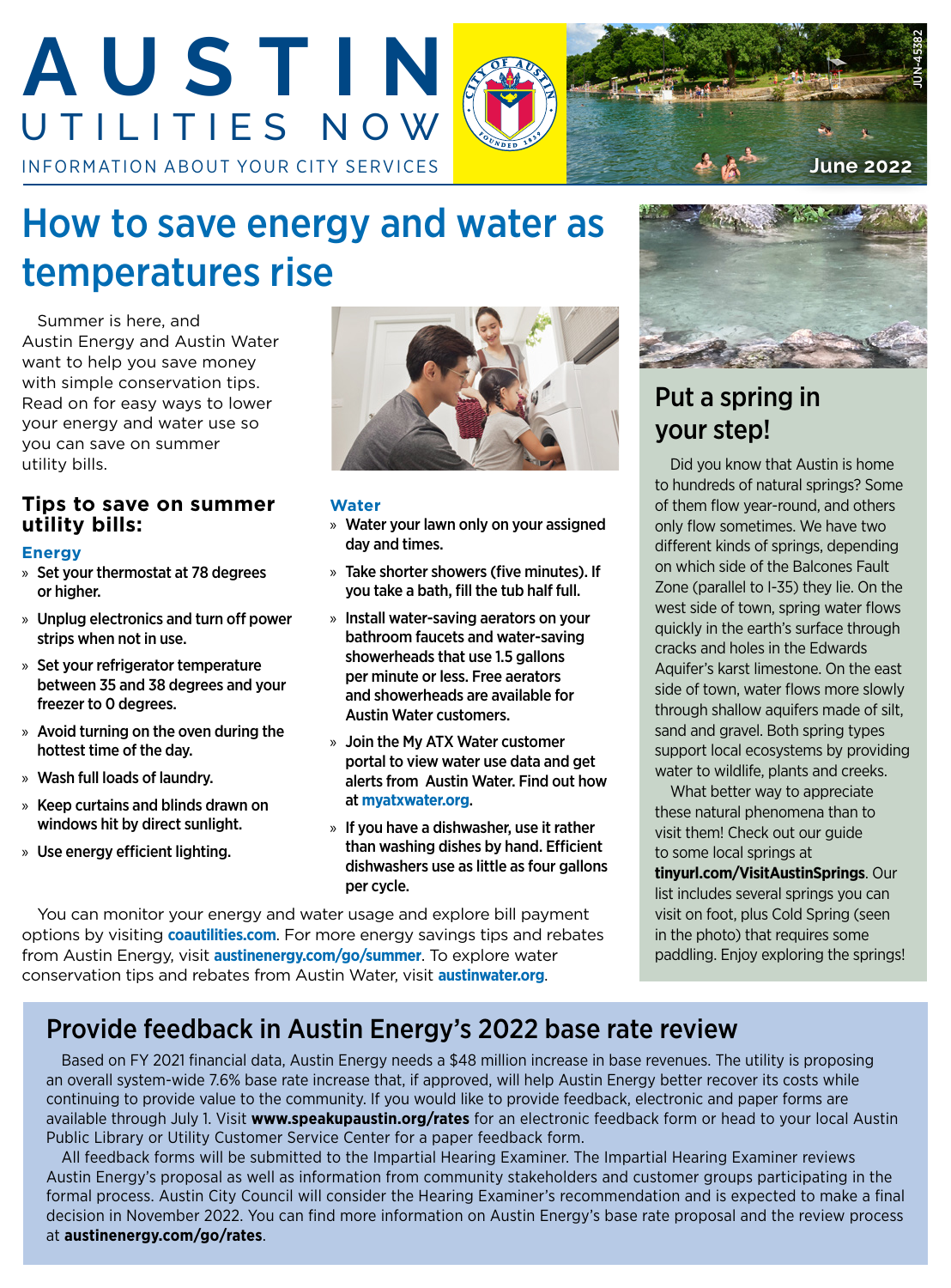# AUSTIN UTILITIES NOW

INFORMATION ABOUT YOUR CITY SERVICES

June 2022

JUN-45382

## How to save energy and water as temperatures rise

Summer is here, and Austin Energy and Austin Water want to help you save money with simple conservation tips. Read on for easy ways to lower your energy and water use so you can save on summer utility bills.

### Tips to save on summer utility bills:

**Energy**

- Set your thermostat at 78 degrees or higher.
- Unplug electronics and turn off power strips when not in use.
- Set your refrigerator temperature between 35 and 38 degrees and your freezer to 0 degrees.
- Avoid turning on the oven during the hottest time of the day.
- Wash full loads of laundry.
- Keep curtains and blinds drawn on windows hit by direct sunlight.
- Use energy efficient lighting.

**Water**

- Water your lawn only on your assigned day and times.
- Take shorter showers (five minutes). If you take a bath, fill the tub half full.
- Install water-saving aerators on your bathroom faucets and water-saving showerheads that use 1.5 gallons per minute or less. Free aerators and showerheads are available for Austin Water customers.
- Join the My ATX Water customer portal to view water use data and get alerts from Austin Water. Find out how at **myatxwater.org**.
- If you have a dishwasher, use it rather than washing dishes by hand. Efficient dishwashers use as little as four gallons per cycle.

You can monitor your energy and water usage and explore bill payment options by visiting **coautilities.com**. For more energy savings tips and rebates from Austin Energy, visit **austinenergy.com/go/summer**. To explore water conservation tips and rebates from Austin Water, visit **austinwater.org**.

## Put a spring in your step!

Did you know that Austin is home to hundreds of natural springs? Some of them flow year-round, and others only flow sometimes. We have two different kinds of springs, depending on which side of the Balcones Fault Zone (parallel to I-35) they lie. On the west side of town, spring water flows quickly in the earth's surface through cracks and holes in the Edwards Aquifer's karst limestone. On the east side of town, water flows more slowly through shallow aquifers made of silt, sand and gravel. Both spring types support local ecosystems by providing water to wildlife, plants and creeks.

What better way to appreciate these natural phenomena than to visit them! Check out our guide to some local springs at **tinyurl.com/VisitAustinSprings**. Our list includes several springs you can visit on foot, plus Cold Spring (seen in the photo) that requires some paddling. Enjoy exploring the springs!

## Provide feedback in Austin Energy's 2022 base rate review

Based on FY 2021 financial data, Austin Energy needs a $48 million increase in base revenues. The utility is proposing an overall system-wide 7.6% base rate increase that, if approved, will help Austin Energy better recover its costs while continuing to provide value to the community. If you would like to provide feedback, electronic and paper forms are available through July 1. Visit **www.speakupaustin.org/rates** for an electronic feedback form or head to your local Austin Public Library or Utility Customer Service Center for a paper feedback form.

All feedback forms will be submitted to the Impartial Hearing Examiner. The Impartial Hearing Examiner reviews Austin Energy's proposal as well as information from community stakeholders and customer groups participating in the formal process. Austin City Council will consider the Hearing Examiner's recommendation and is expected to make a final decision in November 2022. You can find more information on Austin Energy's base rate proposal and the review process at **austinenergy.com/go/rates**.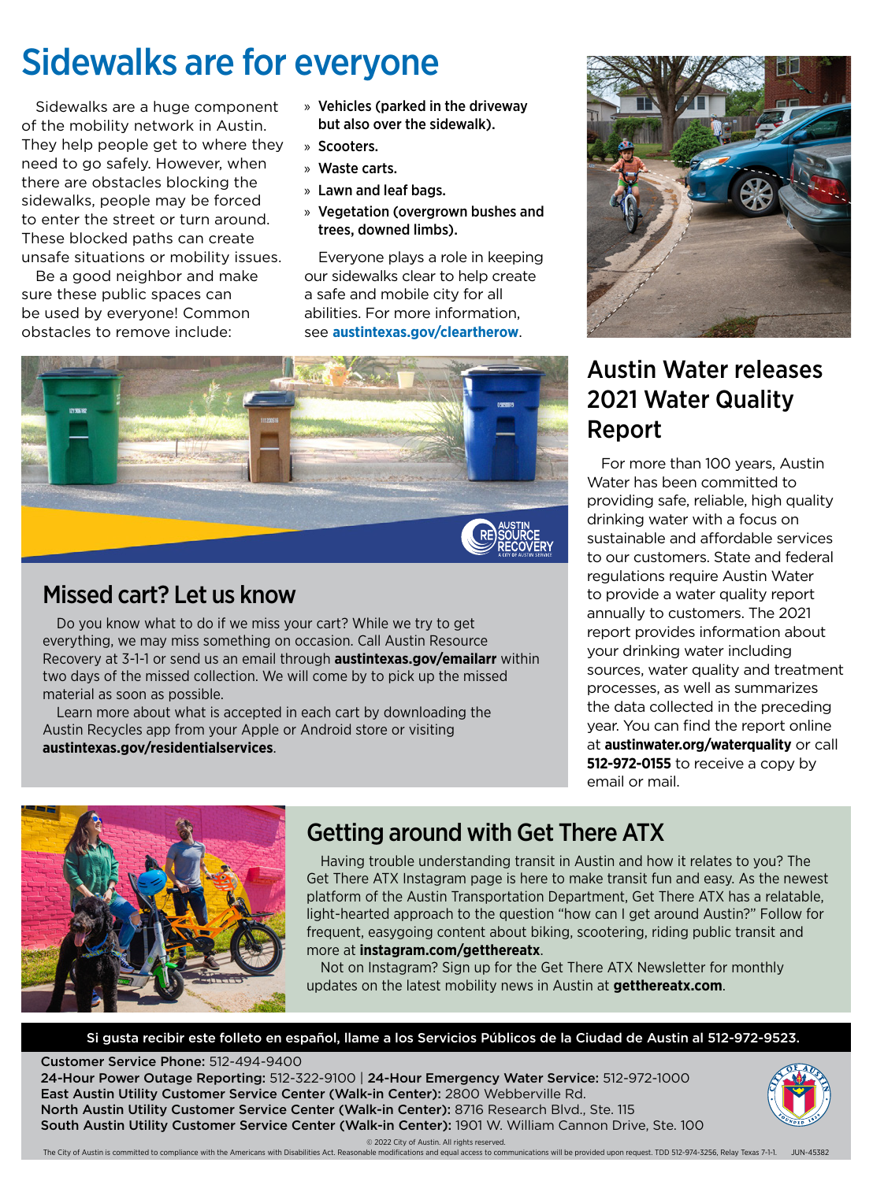# Sidewalks are for everyone

Sidewalks are a huge component of the mobility network in Austin. They help people get to where they need to go safely. However, when there are obstacles blocking the sidewalks, people may be forced to enter the street or turn around. These blocked paths can create unsafe situations or mobility issues.

Be a good neighbor and make sure these public spaces can be used by everyone! Common obstacles to remove include:

- **Vehicles (parked in the driveway but also over the sidewalk).**
- **Scooters.**
- **Waste carts.**
- **Lawn and leaf bags.**
- **Vegetation (overgrown bushes and trees, downed limbs).**

Everyone plays a role in keeping our sidewalks clear to help create a safe and mobile city for all abilities. For more information, see **austintexas.gov/cleartherow**.

## Missed cart? Let us know

Do you know what to do if we miss your cart? While we try to get everything, we may miss something on occasion. Call Austin Resource Recovery at 3-1-1 or send us an email through **austintexas.gov/emailarr** within two days of the missed collection. We will come by to pick up the missed material as soon as possible.

Learn more about what is accepted in each cart by downloading the Austin Recycles app from your Apple or Android store or visiting **austintexas.gov/residentialservices**.

## Austin Water releases 2021 Water Quality Report

For more than 100 years, Austin Water has been committed to providing safe, reliable, high quality drinking water with a focus on sustainable and affordable services to our customers. State and federal regulations require Austin Water to provide a water quality report annually to customers. The 2021 report provides information about your drinking water including sources, water quality and treatment processes, as well as summarizes the data collected in the preceding year. You can find the report online at **austinwater.org/waterquality** or call **512-972-0155** to receive a copy by email or mail.

## Getting around with Get There ATX

Having trouble understanding transit in Austin and how it relates to you? The Get There ATX Instagram page is here to make transit fun and easy. As the newest platform of the Austin Transportation Department, Get There ATX has a relatable, light-hearted approach to the question "how can I get around Austin?" Follow for frequent, easygoing content about biking, scootering, riding public transit and more at **instagram.com/getthereatx**.

Not on Instagram? Sign up for the Get There ATX Newsletter for monthly updates on the latest mobility news in Austin at **getthereatx.com**.

**Si gusta recibir este folleto en español, llame a los Servicios Públicos de la Ciudad de Austin al 512-972-9523.**

**Customer Service Phone:** 512-494-9400
**24-Hour Power Outage Reporting:** 512-322-9100 | **24-Hour Emergency Water Service:** 512-972-1000
**East Austin Utility Customer Service Center (Walk-in Center):** 2800 Webberville Rd.
**North Austin Utility Customer Service Center (Walk-in Center):** 8716 Research Blvd., Ste. 115
**South Austin Utility Customer Service Center (Walk-in Center):** 1901 W. William Cannon Drive, Ste. 100

© 2022 City of Austin. All rights reserved.

The City of Austin is committed to compliance with the Americans with Disabilities Act. Reasonable modifications and equal access to communications will be provided upon request. TDD 512-974-3256, Relay Texas 7-1-1. JUN-45382